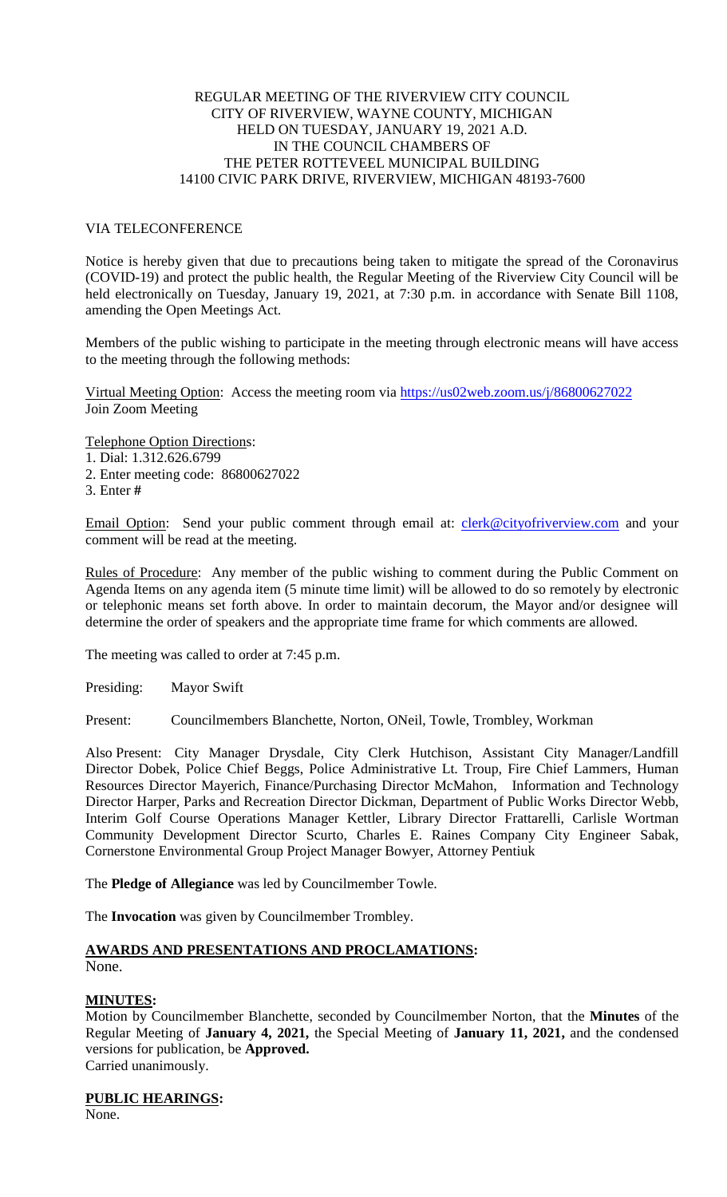REGULAR MEETING OF THE RIVERVIEW CITY COUNCIL
CITY OF RIVERVIEW, WAYNE COUNTY, MICHIGAN
HELD ON TUESDAY, JANUARY 19, 2021 A.D.
IN THE COUNCIL CHAMBERS OF
THE PETER ROTTEVEEL MUNICIPAL BUILDING
14100 CIVIC PARK DRIVE, RIVERVIEW, MICHIGAN 48193-7600

VIA TELECONFERENCE

Notice is hereby given that due to precautions being taken to mitigate the spread of the Coronavirus (COVID-19) and protect the public health, the Regular Meeting of the Riverview City Council will be held electronically on Tuesday, January 19, 2021, at 7:30 p.m. in accordance with Senate Bill 1108, amending the Open Meetings Act.

Members of the public wishing to participate in the meeting through electronic means will have access to the meeting through the following methods:

Virtual Meeting Option: Access the meeting room via https://us02web.zoom.us/j/86800627022
Join Zoom Meeting

Telephone Option Directions:
1. Dial: 1.312.626.6799
2. Enter meeting code: 86800627022
3. Enter **#**

Email Option: Send your public comment through email at: clerk@cityofriverview.com and your comment will be read at the meeting.

Rules of Procedure: Any member of the public wishing to comment during the Public Comment on Agenda Items on any agenda item (5 minute time limit) will be allowed to do so remotely by electronic or telephonic means set forth above. In order to maintain decorum, the Mayor and/or designee will determine the order of speakers and the appropriate time frame for which comments are allowed.

The meeting was called to order at 7:45 p.m.

Presiding: Mayor Swift

Present: Councilmembers Blanchette, Norton, ONeil, Towle, Trombley, Workman

Also Present: City Manager Drysdale, City Clerk Hutchison, Assistant City Manager/Landfill Director Dobek, Police Chief Beggs, Police Administrative Lt. Troup, Fire Chief Lammers, Human Resources Director Mayerich, Finance/Purchasing Director McMahon, Information and Technology Director Harper, Parks and Recreation Director Dickman, Department of Public Works Director Webb, Interim Golf Course Operations Manager Kettler, Library Director Frattarelli, Carlisle Wortman Community Development Director Scurto, Charles E. Raines Company City Engineer Sabak, Cornerstone Environmental Group Project Manager Bowyer, Attorney Pentiuk

The **Pledge of Allegiance** was led by Councilmember Towle.

The **Invocation** was given by Councilmember Trombley.

## AWARDS AND PRESENTATIONS AND PROCLAMATIONS:

None.

## MINUTES:

Motion by Councilmember Blanchette, seconded by Councilmember Norton, that the **Minutes** of the Regular Meeting of **January 4, 2021,** the Special Meeting of **January 11, 2021,** and the condensed versions for publication, be **Approved.**
Carried unanimously.

## PUBLIC HEARINGS:

None.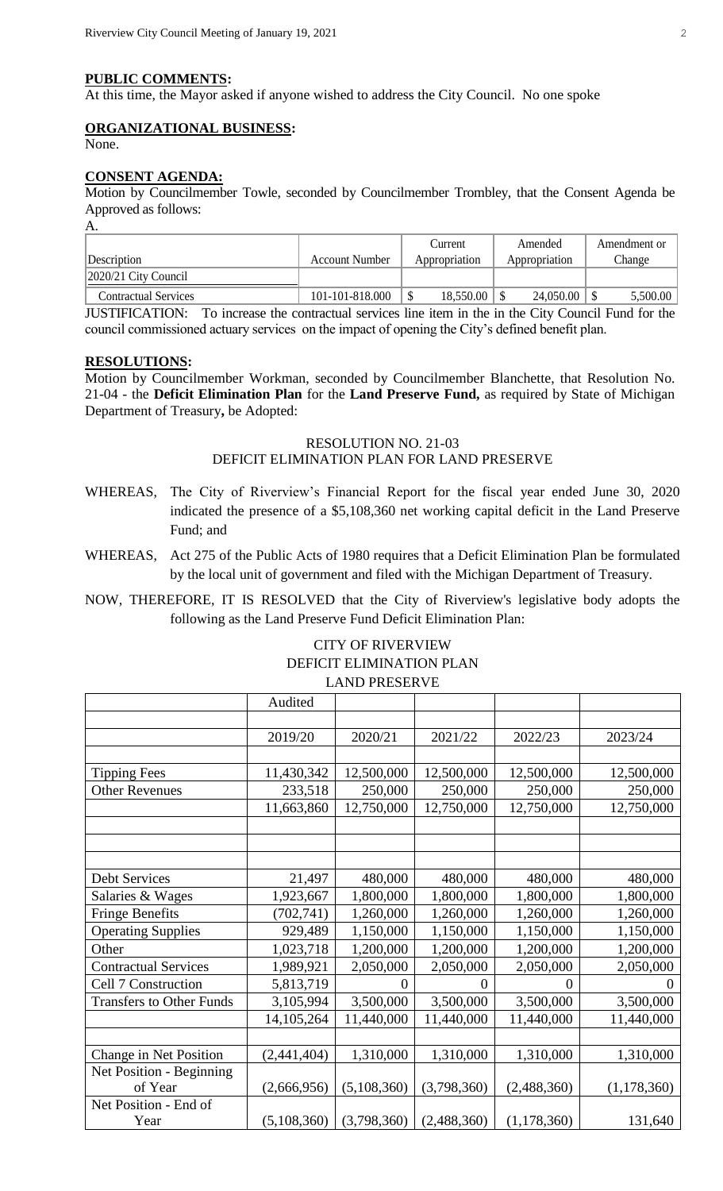**PUBLIC COMMENTS:**

At this time, the Mayor asked if anyone wished to address the City Council. No one spoke

**ORGANIZATIONAL BUSINESS:**

None.

**CONSENT AGENDA:**

Motion by Councilmember Towle, seconded by Councilmember Trombley, that the Consent Agenda be Approved as follows:

A.

| Description | Account Number | Current Appropriation | Amended Appropriation | Amendment or Change |
|---|---|---|---|---|
| 2020/21 City Council | | | | |
| Contractual Services | 101-101-818.000 | $ 18,550.00 | $ 24,050.00 | $ 5,500.00 |

JUSTIFICATION: To increase the contractual services line item in the in the City Council Fund for the council commissioned actuary services on the impact of opening the City's defined benefit plan.

**RESOLUTIONS:**

Motion by Councilmember Workman, seconded by Councilmember Blanchette, that Resolution No. 21-04 - the **Deficit Elimination Plan** for the **Land Preserve Fund,** as required by State of Michigan Department of Treasury**,** be Adopted:

RESOLUTION NO. 21-03
DEFICIT ELIMINATION PLAN FOR LAND PRESERVE

WHEREAS, The City of Riverview's Financial Report for the fiscal year ended June 30, 2020 indicated the presence of a $5,108,360 net working capital deficit in the Land Preserve Fund; and

WHEREAS, Act 275 of the Public Acts of 1980 requires that a Deficit Elimination Plan be formulated by the local unit of government and filed with the Michigan Department of Treasury.

NOW, THEREFORE, IT IS RESOLVED that the City of Riverview's legislative body adopts the following as the Land Preserve Fund Deficit Elimination Plan:

CITY OF RIVERVIEW
DEFICIT ELIMINATION PLAN
LAND PRESERVE

| | Audited | | | | |
|---|---|---|---|---|---|
| | | | | | |
| | 2019/20 | 2020/21 | 2021/22 | 2022/23 | 2023/24 |
| | | | | | |
| Tipping Fees | 11,430,342 | 12,500,000 | 12,500,000 | 12,500,000 | 12,500,000 |
| Other Revenues | 233,518 | 250,000 | 250,000 | 250,000 | 250,000 |
| | 11,663,860 | 12,750,000 | 12,750,000 | 12,750,000 | 12,750,000 |
| | | | | | |
| | | | | | |
| | | | | | |
| Debt Services | 21,497 | 480,000 | 480,000 | 480,000 | 480,000 |
| Salaries & Wages | 1,923,667 | 1,800,000 | 1,800,000 | 1,800,000 | 1,800,000 |
| Fringe Benefits | (702,741) | 1,260,000 | 1,260,000 | 1,260,000 | 1,260,000 |
| Operating Supplies | 929,489 | 1,150,000 | 1,150,000 | 1,150,000 | 1,150,000 |
| Other | 1,023,718 | 1,200,000 | 1,200,000 | 1,200,000 | 1,200,000 |
| Contractual Services | 1,989,921 | 2,050,000 | 2,050,000 | 2,050,000 | 2,050,000 |
| Cell 7 Construction | 5,813,719 | 0 | 0 | 0 | 0 |
| Transfers to Other Funds | 3,105,994 | 3,500,000 | 3,500,000 | 3,500,000 | 3,500,000 |
| | 14,105,264 | 11,440,000 | 11,440,000 | 11,440,000 | 11,440,000 |
| | | | | | |
| Change in Net Position | (2,441,404) | 1,310,000 | 1,310,000 | 1,310,000 | 1,310,000 |
| Net Position - Beginning of Year | (2,666,956) | (5,108,360) | (3,798,360) | (2,488,360) | (1,178,360) |
| Net Position - End of Year | (5,108,360) | (3,798,360) | (2,488,360) | (1,178,360) | 131,640 |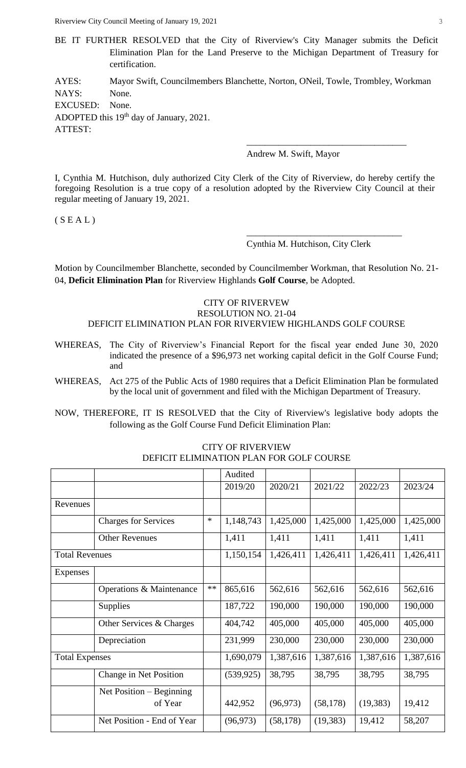BE IT FURTHER RESOLVED that the City of Riverview's City Manager submits the Deficit Elimination Plan for the Land Preserve to the Michigan Department of Treasury for certification.

AYES: Mayor Swift, Councilmembers Blanchette, Norton, ONeil, Towle, Trombley, Workman
NAYS: None.
EXCUSED: None.
ADOPTED this 19th day of January, 2021.
ATTEST:

\_\_\_\_\_\_\_\_\_\_\_\_\_\_\_\_\_\_\_\_\_\_\_\_\_\_\_\_\_\_\_\_\_\_
Andrew M. Swift, Mayor

I, Cynthia M. Hutchison, duly authorized City Clerk of the City of Riverview, do hereby certify the foregoing Resolution is a true copy of a resolution adopted by the Riverview City Council at their regular meeting of January 19, 2021.

( S E A L )

\_\_\_\_\_\_\_\_\_\_\_\_\_\_\_\_\_\_\_\_\_\_\_\_\_\_\_\_\_\_\_\_\_\_
Cynthia M. Hutchison, City Clerk

Motion by Councilmember Blanchette, seconded by Councilmember Workman, that Resolution No. 21-04, **Deficit Elimination Plan** for Riverview Highlands **Golf Course**, be Adopted.

CITY OF RIVERVEW
RESOLUTION NO. 21-04
DEFICIT ELIMINATION PLAN FOR RIVERVIEW HIGHLANDS GOLF COURSE

WHEREAS, The City of Riverview's Financial Report for the fiscal year ended June 30, 2020 indicated the presence of a $96,973 net working capital deficit in the Golf Course Fund; and

WHEREAS, Act 275 of the Public Acts of 1980 requires that a Deficit Elimination Plan be formulated by the local unit of government and filed with the Michigan Department of Treasury.

NOW, THEREFORE, IT IS RESOLVED that the City of Riverview's legislative body adopts the following as the Golf Course Fund Deficit Elimination Plan:

CITY OF RIVERVIEW
DEFICIT ELIMINATION PLAN FOR GOLF COURSE

| | | | Audited<br>2019/20 | 2020/21 | 2021/22 | 2022/23 | 2023/24 |
|---|---|---|---|---|---|---|---|
| Revenues | | | | | | | |
| | Charges for Services | * | 1,148,743 | 1,425,000 | 1,425,000 | 1,425,000 | 1,425,000 |
| | Other Revenues | | 1,411 | 1,411 | 1,411 | 1,411 | 1,411 |
| Total Revenues | | | 1,150,154 | 1,426,411 | 1,426,411 | 1,426,411 | 1,426,411 |
| Expenses | | | | | | | |
| | Operations & Maintenance | ** | 865,616 | 562,616 | 562,616 | 562,616 | 562,616 |
| | Supplies | | 187,722 | 190,000 | 190,000 | 190,000 | 190,000 |
| | Other Services & Charges | | 404,742 | 405,000 | 405,000 | 405,000 | 405,000 |
| | Depreciation | | 231,999 | 230,000 | 230,000 | 230,000 | 230,000 |
| Total Expenses | | | 1,690,079 | 1,387,616 | 1,387,616 | 1,387,616 | 1,387,616 |
| | Change in Net Position | | (539,925) | 38,795 | 38,795 | 38,795 | 38,795 |
| | Net Position – Beginning of Year | | 442,952 | (96,973) | (58,178) | (19,383) | 19,412 |
| | Net Position - End of Year | | (96,973) | (58,178) | (19,383) | 19,412 | 58,207 |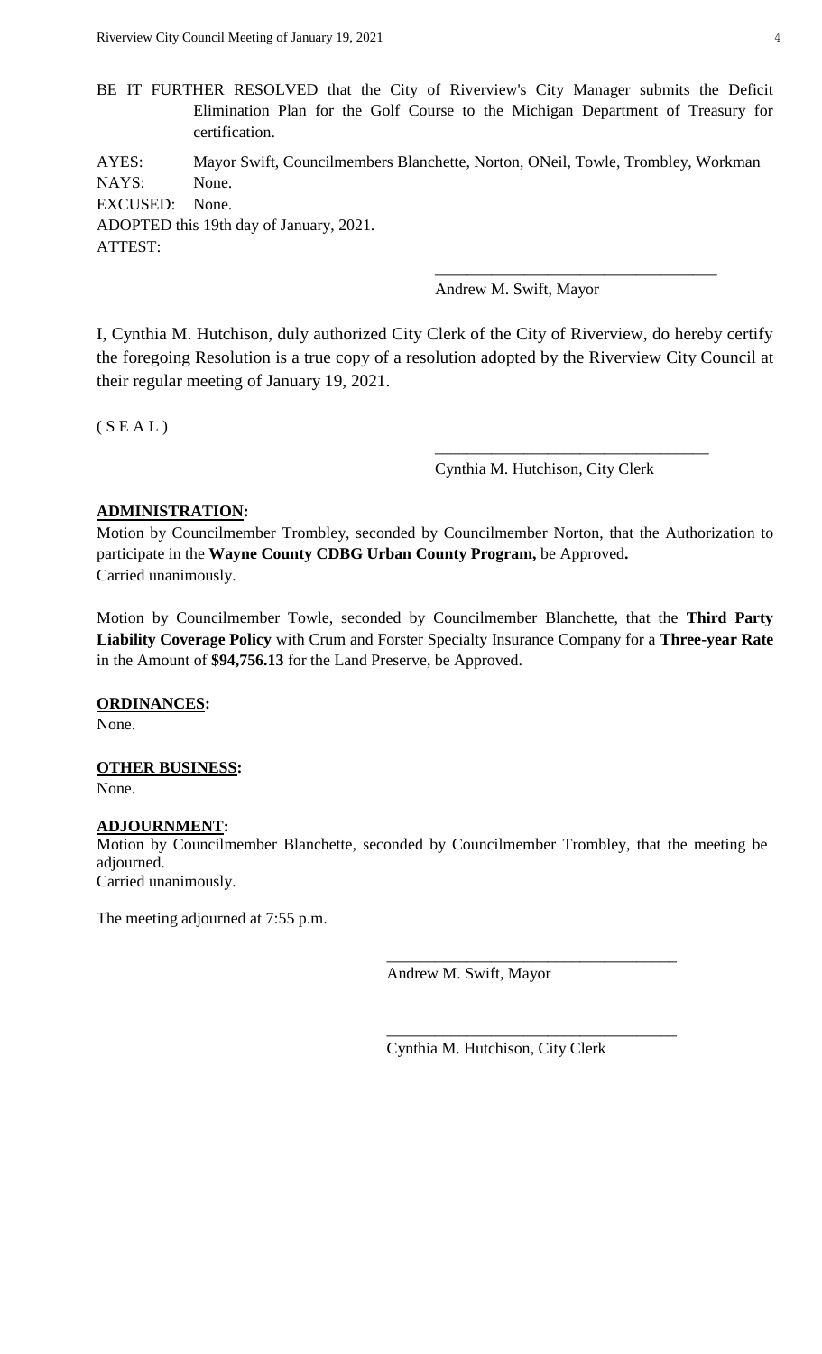BE IT FURTHER RESOLVED that the City of Riverview's City Manager submits the Deficit Elimination Plan for the Golf Course to the Michigan Department of Treasury for certification.

AYES: Mayor Swift, Councilmembers Blanchette, Norton, ONeil, Towle, Trombley, Workman
NAYS: None.
EXCUSED: None.
ADOPTED this 19th day of January, 2021.
ATTEST:

\_\_\_\_\_\_\_\_\_\_\_\_\_\_\_\_\_\_\_\_\_\_\_\_\_\_\_\_\_\_\_\_\_\_
Andrew M. Swift, Mayor

I, Cynthia M. Hutchison, duly authorized City Clerk of the City of Riverview, do hereby certify the foregoing Resolution is a true copy of a resolution adopted by the Riverview City Council at their regular meeting of January 19, 2021.

( S E A L )

\_\_\_\_\_\_\_\_\_\_\_\_\_\_\_\_\_\_\_\_\_\_\_\_\_\_\_\_\_\_\_\_\_\_
Cynthia M. Hutchison, City Clerk

**ADMINISTRATION:**

Motion by Councilmember Trombley, seconded by Councilmember Norton, that the Authorization to participate in the **Wayne County CDBG Urban County Program,** be Approved**.**
Carried unanimously.

Motion by Councilmember Towle, seconded by Councilmember Blanchette, that the **Third Party Liability Coverage Policy** with Crum and Forster Specialty Insurance Company for a **Three-year Rate** in the Amount of **$94,756.13** for the Land Preserve, be Approved.

**ORDINANCES:**

None.

**OTHER BUSINESS:**

None.

**ADJOURNMENT:**

Motion by Councilmember Blanchette, seconded by Councilmember Trombley, that the meeting be adjourned.
Carried unanimously.

The meeting adjourned at 7:55 p.m.

\_\_\_\_\_\_\_\_\_\_\_\_\_\_\_\_\_\_\_\_\_\_\_\_\_\_\_\_\_\_\_\_\_\_
Andrew M. Swift, Mayor

\_\_\_\_\_\_\_\_\_\_\_\_\_\_\_\_\_\_\_\_\_\_\_\_\_\_\_\_\_\_\_\_\_\_
Cynthia M. Hutchison, City Clerk